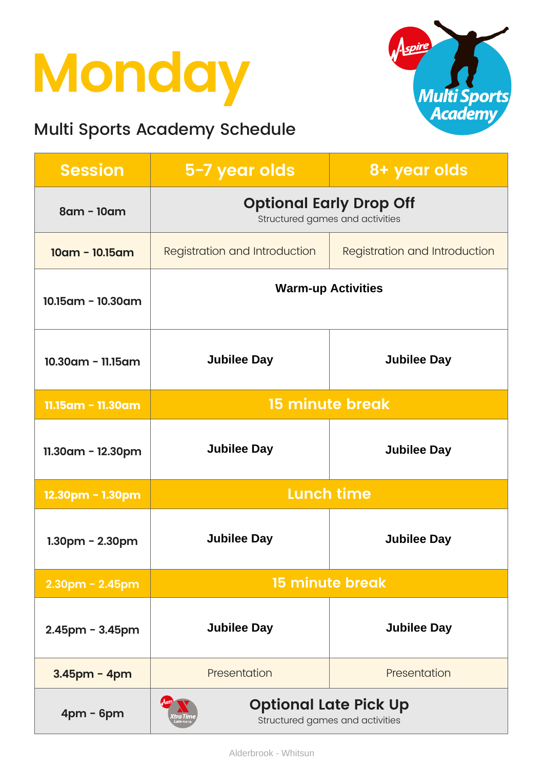# Monday

## Multi Sports Academy Schedule

| Session | 5-7 year olds | 8+ year olds |
|---|---|---|
| 8am - 10am | **Optional Early Drop Off** Structured games and activities | |
| 10am - 10.15am | Registration and Introduction | Registration and Introduction |
| 10.15am - 10.30am | **Warm-up Activities** | |
| 10.30am - 11.15am | **Jubilee Day** | **Jubilee Day** |
| 11.15am - 11.30am | **15 minute break** | |
| 11.30am - 12.30pm | **Jubilee Day** | **Jubilee Day** |
| 12.30pm - 1.30pm | **Lunch time** | |
| 1.30pm - 2.30pm | **Jubilee Day** | **Jubilee Day** |
| 2.30pm - 2.45pm | **15 minute break** | |
| 2.45pm - 3.45pm | **Jubilee Day** | **Jubilee Day** |
| 3.45pm - 4pm | Presentation | Presentation |
| 4pm - 6pm | **Optional Late Pick Up** Structured games and activities | |

Alderbrook - Whitsun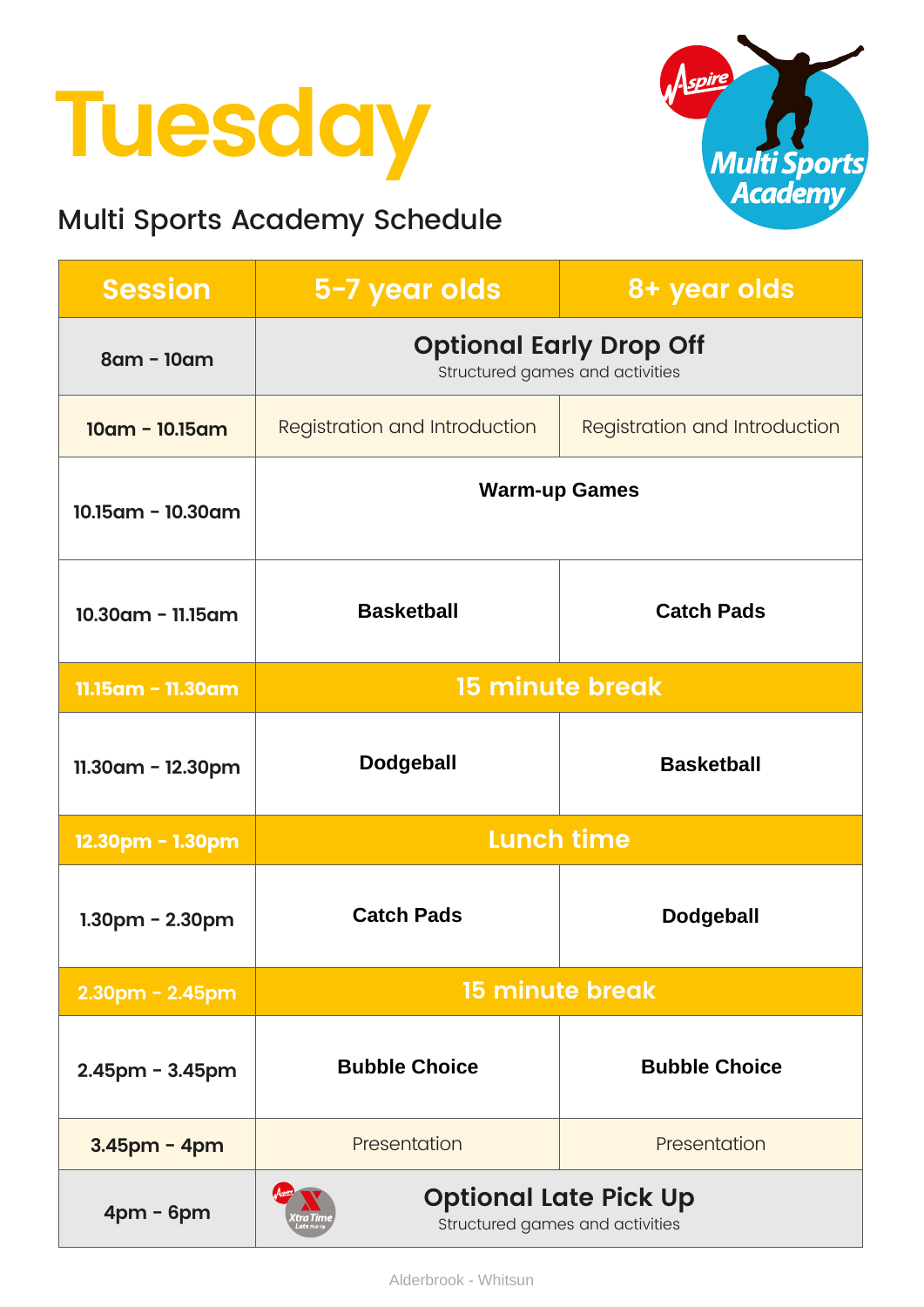# Tuesday

## Multi Sports Academy Schedule

| Session | 5-7 year olds | 8+ year olds |
|---|---|---|
| 8am - 10am | **Optional Early Drop Off** Structured games and activities | |
| 10am - 10.15am | Registration and Introduction | Registration and Introduction |
| 10.15am - 10.30am | **Warm-up Games** | |
| 10.30am - 11.15am | **Basketball** | **Catch Pads** |
| 11.15am - 11.30am | **15 minute break** | |
| 11.30am - 12.30pm | **Dodgeball** | **Basketball** |
| 12.30pm - 1.30pm | **Lunch time** | |
| 1.30pm - 2.30pm | **Catch Pads** | **Dodgeball** |
| 2.30pm - 2.45pm | **15 minute break** | |
| 2.45pm - 3.45pm | **Bubble Choice** | **Bubble Choice** |
| 3.45pm - 4pm | Presentation | Presentation |
| 4pm - 6pm | **Optional Late Pick Up** Structured games and activities | |

Alderbrook - Whitsun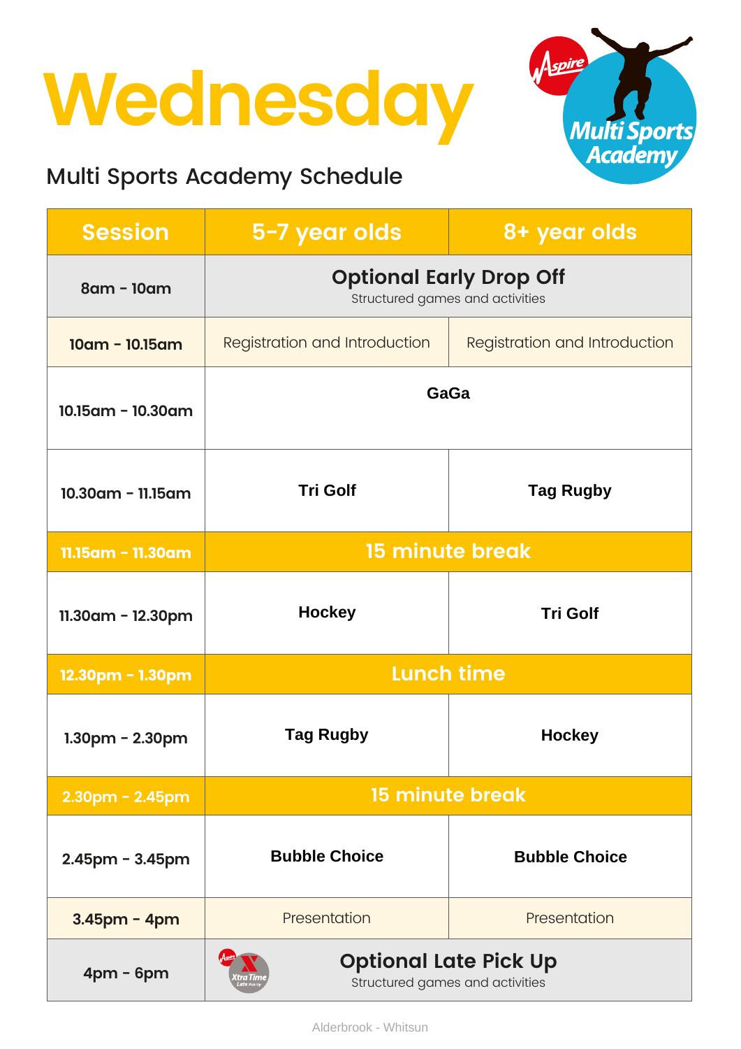# Wednesday

## Multi Sports Academy Schedule

| Session | 5-7 year olds | 8+ year olds |
|---|---|---|
| 8am - 10am | Optional Early Drop Off<br>Structured games and activities | |
| 10am - 10.15am | Registration and Introduction | Registration and Introduction |
| 10.15am - 10.30am | GaGa | |
| 10.30am - 11.15am | Tri Golf | Tag Rugby |
| 11.15am - 11.30am | 15 minute break | |
| 11.30am - 12.30pm | Hockey | Tri Golf |
| 12.30pm - 1.30pm | Lunch time | |
| 1.30pm - 2.30pm | Tag Rugby | Hockey |
| 2.30pm - 2.45pm | 15 minute break | |
| 2.45pm - 3.45pm | Bubble Choice | Bubble Choice |
| 3.45pm - 4pm | Presentation | Presentation |
| 4pm - 6pm | Optional Late Pick Up<br>Structured games and activities | |

Alderbrook - Whitsun